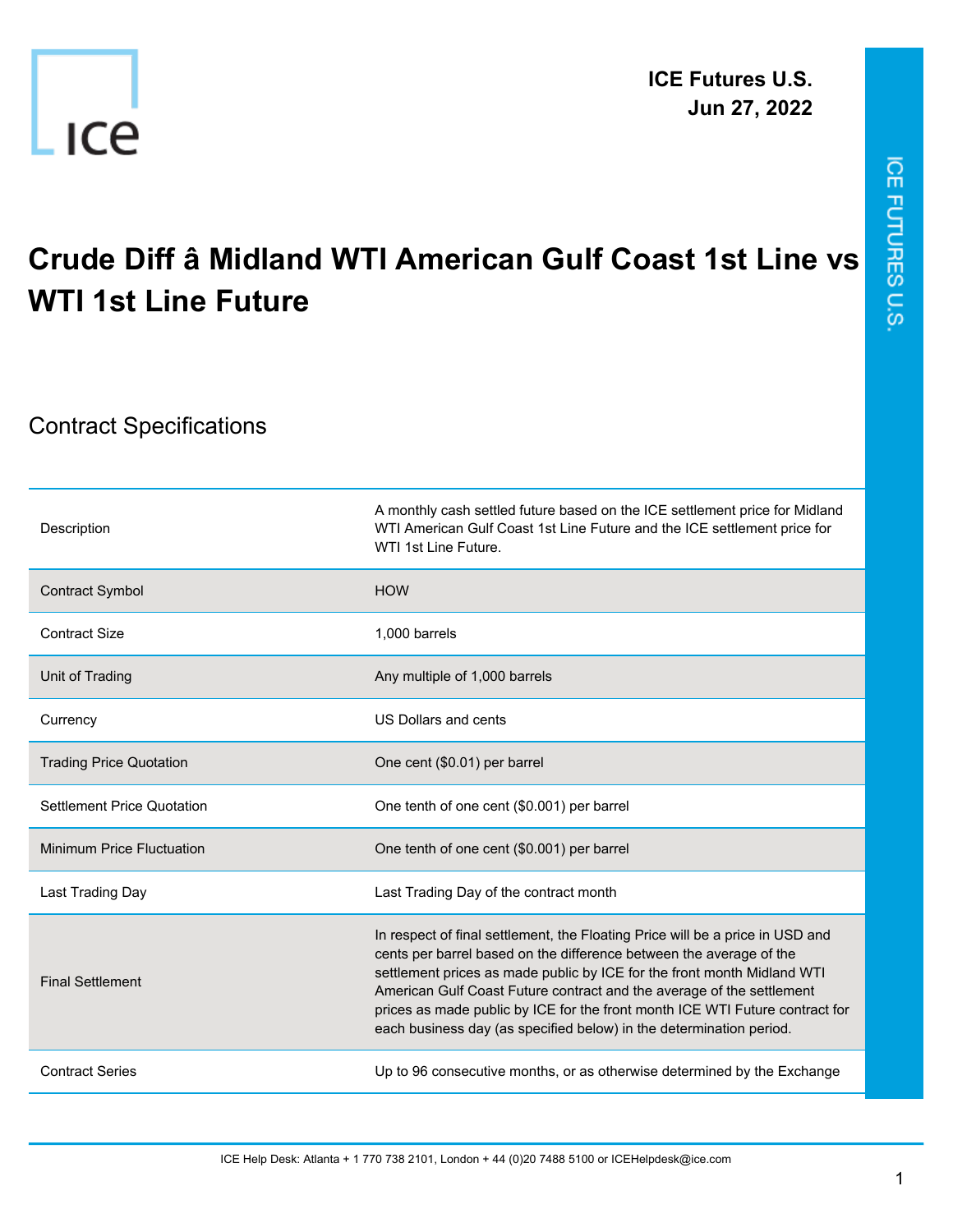ICE Futures U.S.
Jun 27, 2022

# Crude Diff â Midland WTI American Gulf Coast 1st Line vs WTI 1st Line Future

## Contract Specifications

| | |
|---|---|
| Description | A monthly cash settled future based on the ICE settlement price for Midland WTI American Gulf Coast 1st Line Future and the ICE settlement price for WTI 1st Line Future. |
| Contract Symbol | HOW |
| Contract Size | 1,000 barrels |
| Unit of Trading | Any multiple of 1,000 barrels |
| Currency | US Dollars and cents |
| Trading Price Quotation | One cent ($0.01) per barrel |
| Settlement Price Quotation | One tenth of one cent ($0.001) per barrel |
| Minimum Price Fluctuation | One tenth of one cent ($0.001) per barrel |
| Last Trading Day | Last Trading Day of the contract month |
| Final Settlement | In respect of final settlement, the Floating Price will be a price in USD and cents per barrel based on the difference between the average of the settlement prices as made public by ICE for the front month Midland WTI American Gulf Coast Future contract and the average of the settlement prices as made public by ICE for the front month ICE WTI Future contract for each business day (as specified below) in the determination period. |
| Contract Series | Up to 96 consecutive months, or as otherwise determined by the Exchange |

ICE Help Desk: Atlanta + 1 770 738 2101, London + 44 (0)20 7488 5100 or ICEHelpdesk@ice.com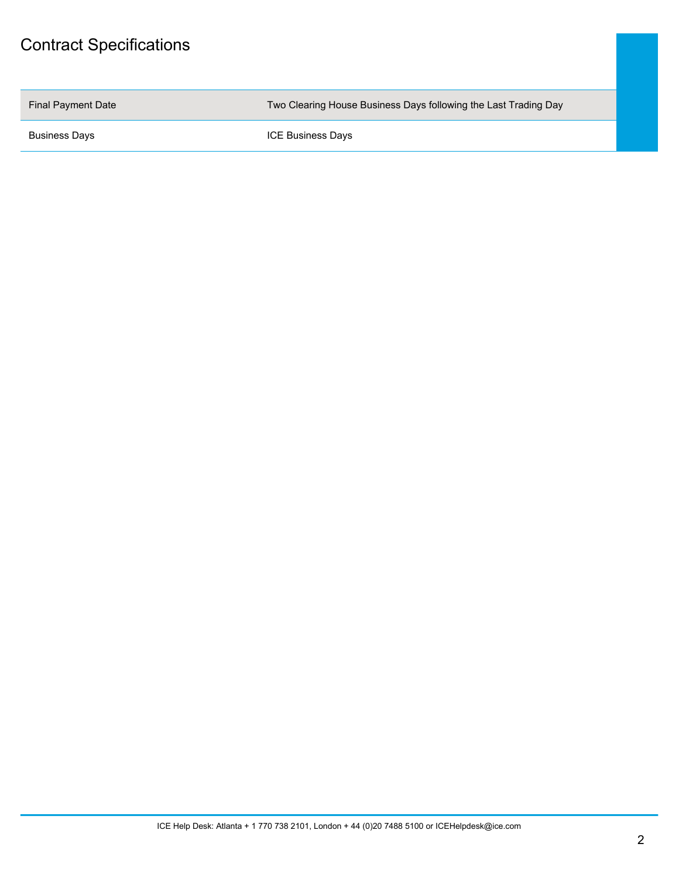# Contract Specifications

| | |
|---|---|
| Final Payment Date | Two Clearing House Business Days following the Last Trading Day |
| Business Days | ICE Business Days |

ICE Help Desk: Atlanta + 1 770 738 2101, London + 44 (0)20 7488 5100 or ICEHelpdesk@ice.com